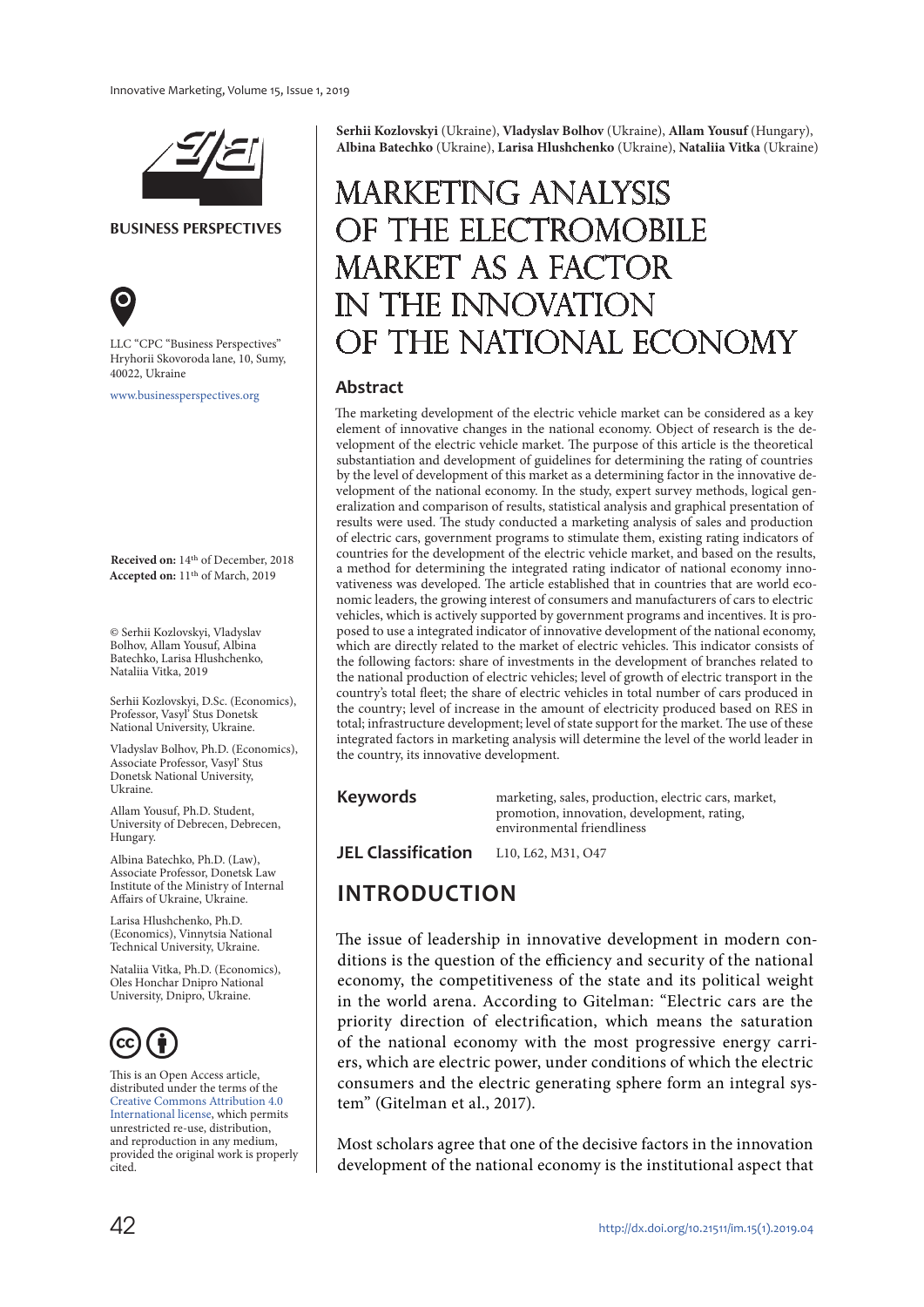**Serhii Kozlovskyi** (Ukraine), **Vladyslav Bolhov** (Ukraine), **Allam Yousuf** (Hungary), **Albina Batechko** (Ukraine), **Larisa Hlushchenko** (Ukraine), **Nataliia Vitka** (Ukraine)

# MARKETING ANALYSIS OF THE ELECTROMOBILE MARKET AS A FACTOR IN THE INNOVATION OF THE NATIONAL ECONOMY

BUSINESS PERSPECTIVES

LLC "CPC "Business Perspectives"
Hryhorii Skovoroda lane, 10, Sumy, 40022, Ukraine

www.businessperspectives.org

**Received on:** 14th of December, 2018
**Accepted on:** 11th of March, 2019

© Serhii Kozlovskyi, Vladyslav Bolhov, Allam Yousuf, Albina Batechko, Larisa Hlushchenko, Nataliia Vitka, 2019

Serhii Kozlovskyi, D.Sc. (Economics), Professor, Vasyl' Stus Donetsk National University, Ukraine.

Vladyslav Bolhov, Ph.D. (Economics), Associate Professor, Vasyl' Stus Donetsk National University, Ukraine.

Allam Yousuf, Ph.D. Student, University of Debrecen, Debrecen, Hungary.

Albina Batechko, Ph.D. (Law), Associate Professor, Donetsk Law Institute of the Ministry of Internal Affairs of Ukraine, Ukraine.

Larisa Hlushchenko, Ph.D. (Economics), Vinnytsia National Technical University, Ukraine.

Nataliia Vitka, Ph.D. (Economics), Oles Honchar Dnipro National University, Dnipro, Ukraine.

This is an Open Access article, distributed under the terms of the Creative Commons Attribution 4.0 International license, which permits unrestricted re-use, distribution, and reproduction in any medium, provided the original work is properly cited.

## Abstract

The marketing development of the electric vehicle market can be considered as a key element of innovative changes in the national economy. Object of research is the development of the electric vehicle market. The purpose of this article is the theoretical substantiation and development of guidelines for determining the rating of countries by the level of development of this market as a determining factor in the innovative development of the national economy. In the study, expert survey methods, logical generalization and comparison of results, statistical analysis and graphical presentation of results were used. The study conducted a marketing analysis of sales and production of electric cars, government programs to stimulate them, existing rating indicators of countries for the development of the electric vehicle market, and based on the results, a method for determining the integrated rating indicator of national economy innovativeness was developed. The article established that in countries that are world economic leaders, the growing interest of consumers and manufacturers of cars to electric vehicles, which is actively supported by government programs and incentives. It is proposed to use a integrated indicator of innovative development of the national economy, which are directly related to the market of electric vehicles. This indicator consists of the following factors: share of investments in the development of branches related to the national production of electric vehicles; level of growth of electric transport in the country's total fleet; the share of electric vehicles in total number of cars produced in the country; level of increase in the amount of electricity produced based on RES in total; infrastructure development; level of state support for the market. The use of these integrated factors in marketing analysis will determine the level of the world leader in the country, its innovative development.

**Keywords** marketing, sales, production, electric cars, market, promotion, innovation, development, rating, environmental friendliness

**JEL Classification** L10, L62, M31, O47

## INTRODUCTION

The issue of leadership in innovative development in modern conditions is the question of the efficiency and security of the national economy, the competitiveness of the state and its political weight in the world arena. According to Gitelman: "Electric cars are the priority direction of electrification, which means the saturation of the national economy with the most progressive energy carriers, which are electric power, under conditions of which the electric consumers and the electric generating sphere form an integral system" (Gitelman et al., 2017).

Most scholars agree that one of the decisive factors in the innovation development of the national economy is the institutional aspect that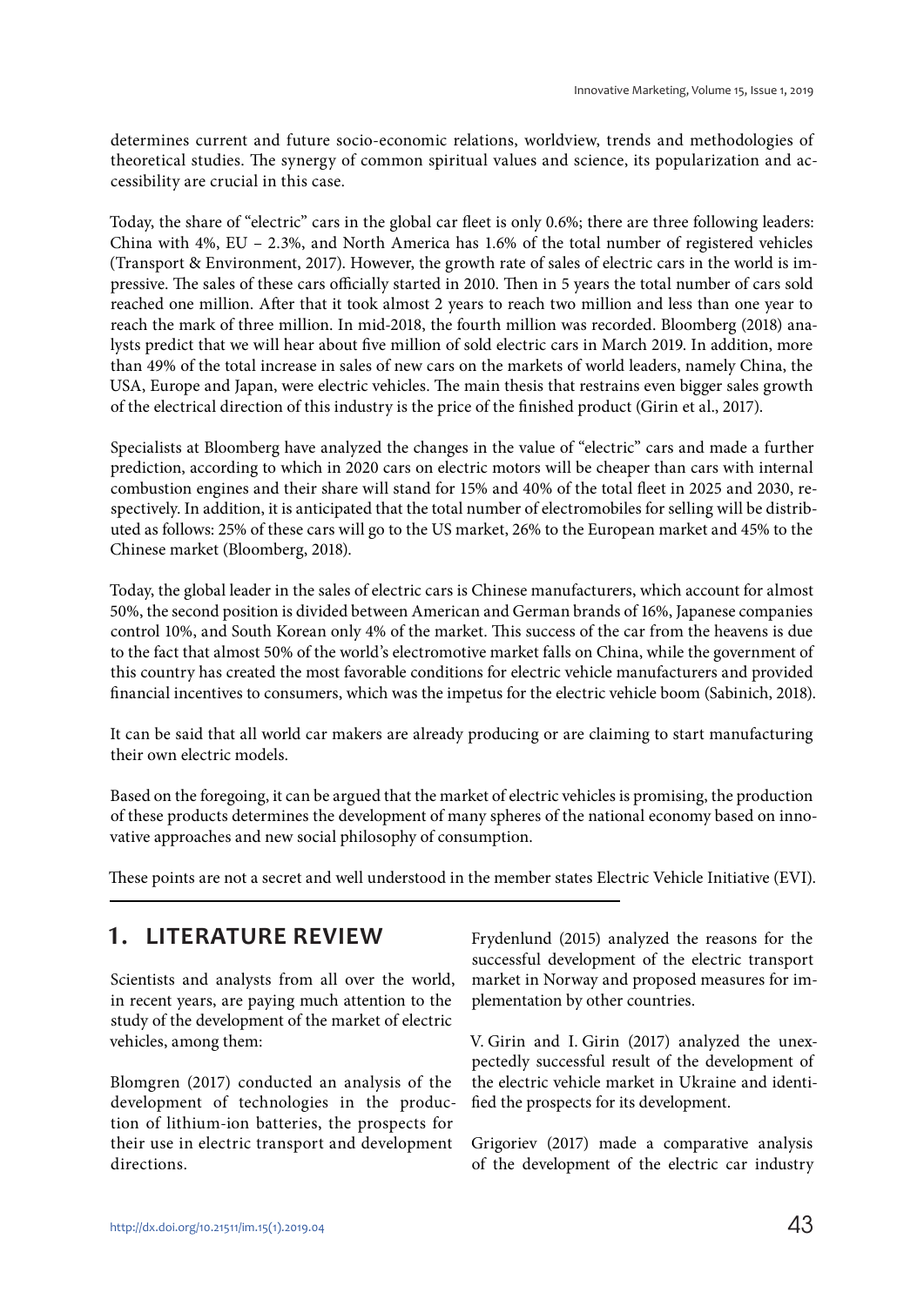determines current and future socio-economic relations, worldview, trends and methodologies of theoretical studies. The synergy of common spiritual values and science, its popularization and accessibility are crucial in this case.

Today, the share of "electric" cars in the global car fleet is only 0.6%; there are three following leaders: China with 4%, EU – 2.3%, and North America has 1.6% of the total number of registered vehicles (Transport & Environment, 2017). However, the growth rate of sales of electric cars in the world is impressive. The sales of these cars officially started in 2010. Then in 5 years the total number of cars sold reached one million. After that it took almost 2 years to reach two million and less than one year to reach the mark of three million. In mid-2018, the fourth million was recorded. Bloomberg (2018) analysts predict that we will hear about five million of sold electric cars in March 2019. In addition, more than 49% of the total increase in sales of new cars on the markets of world leaders, namely China, the USA, Europe and Japan, were electric vehicles. The main thesis that restrains even bigger sales growth of the electrical direction of this industry is the price of the finished product (Girin et al., 2017).

Specialists at Bloomberg have analyzed the changes in the value of "electric" cars and made a further prediction, according to which in 2020 cars on electric motors will be cheaper than cars with internal combustion engines and their share will stand for 15% and 40% of the total fleet in 2025 and 2030, respectively. In addition, it is anticipated that the total number of electromobiles for selling will be distributed as follows: 25% of these cars will go to the US market, 26% to the European market and 45% to the Chinese market (Bloomberg, 2018).

Today, the global leader in the sales of electric cars is Chinese manufacturers, which account for almost 50%, the second position is divided between American and German brands of 16%, Japanese companies control 10%, and South Korean only 4% of the market. This success of the car from the heavens is due to the fact that almost 50% of the world's electromotive market falls on China, while the government of this country has created the most favorable conditions for electric vehicle manufacturers and provided financial incentives to consumers, which was the impetus for the electric vehicle boom (Sabinich, 2018).

It can be said that all world car makers are already producing or are claiming to start manufacturing their own electric models.

Based on the foregoing, it can be argued that the market of electric vehicles is promising, the production of these products determines the development of many spheres of the national economy based on innovative approaches and new social philosophy of consumption.

These points are not a secret and well understood in the member states Electric Vehicle Initiative (EVI).

## 1. LITERATURE REVIEW

Scientists and analysts from all over the world, in recent years, are paying much attention to the study of the development of the market of electric vehicles, among them:

Blomgren (2017) conducted an analysis of the development of technologies in the production of lithium-ion batteries, the prospects for their use in electric transport and development directions.

Frydenlund (2015) analyzed the reasons for the successful development of the electric transport market in Norway and proposed measures for implementation by other countries.

V. Girin and I. Girin (2017) analyzed the unexpectedly successful result of the development of the electric vehicle market in Ukraine and identified the prospects for its development.

Grigoriev (2017) made a comparative analysis of the development of the electric car industry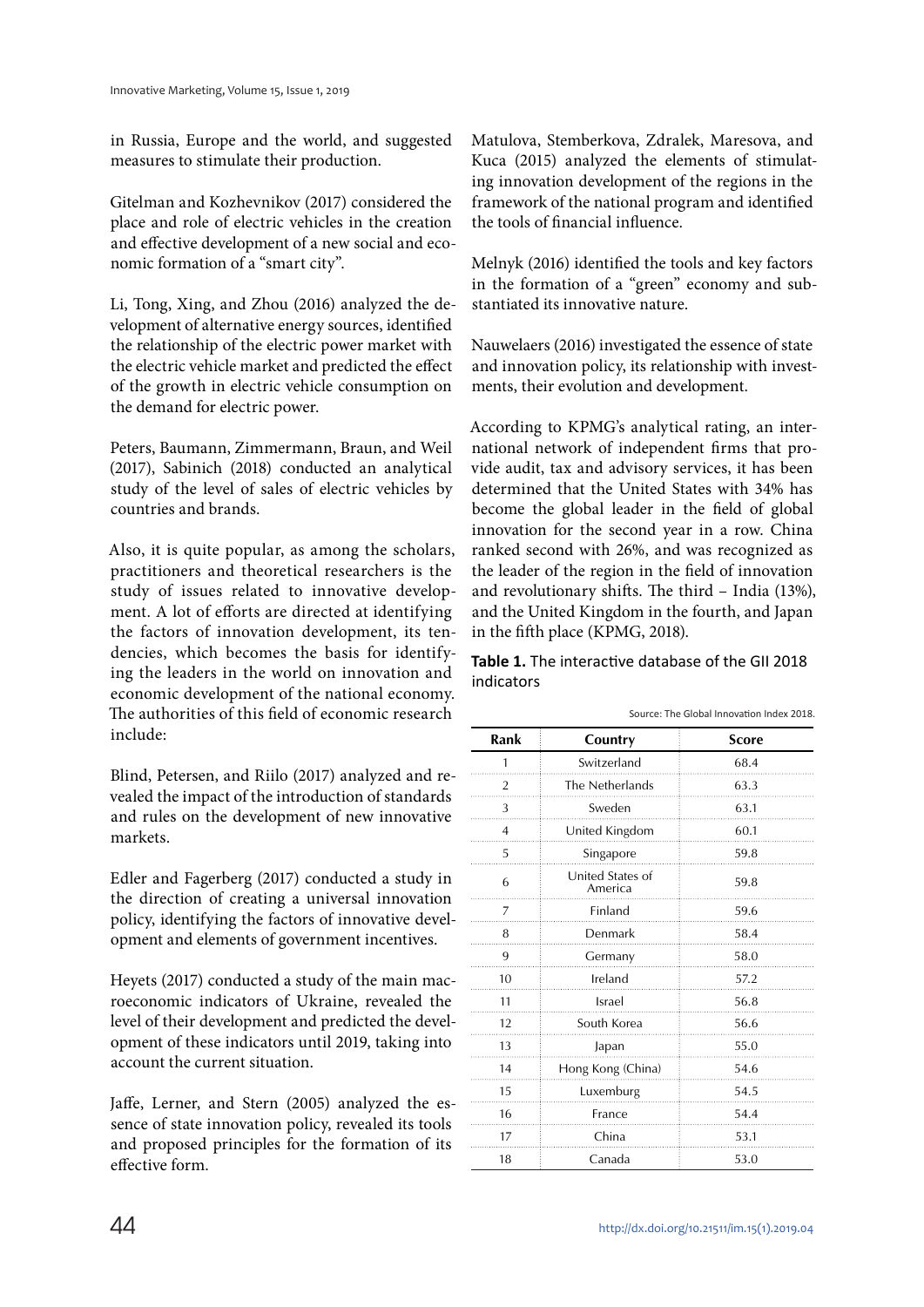in Russia, Europe and the world, and suggested measures to stimulate their production.

Gitelman and Kozhevnikov (2017) considered the place and role of electric vehicles in the creation and effective development of a new social and economic formation of a "smart city".

Li, Tong, Xing, and Zhou (2016) analyzed the development of alternative energy sources, identified the relationship of the electric power market with the electric vehicle market and predicted the effect of the growth in electric vehicle consumption on the demand for electric power.

Peters, Baumann, Zimmermann, Braun, and Weil (2017), Sabinich (2018) conducted an analytical study of the level of sales of electric vehicles by countries and brands.

Also, it is quite popular, as among the scholars, practitioners and theoretical researchers is the study of issues related to innovative development. A lot of efforts are directed at identifying the factors of innovation development, its tendencies, which becomes the basis for identifying the leaders in the world on innovation and economic development of the national economy. The authorities of this field of economic research include:

Blind, Petersen, and Riilo (2017) analyzed and revealed the impact of the introduction of standards and rules on the development of new innovative markets.

Edler and Fagerberg (2017) conducted a study in the direction of creating a universal innovation policy, identifying the factors of innovative development and elements of government incentives.

Heyets (2017) conducted a study of the main macroeconomic indicators of Ukraine, revealed the level of their development and predicted the development of these indicators until 2019, taking into account the current situation.

Jaffe, Lerner, and Stern (2005) analyzed the essence of state innovation policy, revealed its tools and proposed principles for the formation of its effective form.

Matulova, Stemberkova, Zdralek, Maresova, and Kuca (2015) analyzed the elements of stimulating innovation development of the regions in the framework of the national program and identified the tools of financial influence.

Melnyk (2016) identified the tools and key factors in the formation of a "green" economy and substantiated its innovative nature.

Nauwelaers (2016) investigated the essence of state and innovation policy, its relationship with investments, their evolution and development.

According to KPMG's analytical rating, an international network of independent firms that provide audit, tax and advisory services, it has been determined that the United States with 34% has become the global leader in the field of global innovation for the second year in a row. China ranked second with 26%, and was recognized as the leader of the region in the field of innovation and revolutionary shifts. The third – India (13%), and the United Kingdom in the fourth, and Japan in the fifth place (KPMG, 2018).

**Table 1.** The interactive database of the GII 2018 indicators

Source: The Global Innovation Index 2018.

| Rank | Country | Score |
|---|---|---|
| 1 | Switzerland | 68.4 |
| 2 | The Netherlands | 63.3 |
| 3 | Sweden | 63.1 |
| 4 | United Kingdom | 60.1 |
| 5 | Singapore | 59.8 |
| 6 | United States of America | 59.8 |
| 7 | Finland | 59.6 |
| 8 | Denmark | 58.4 |
| 9 | Germany | 58.0 |
| 10 | Ireland | 57.2 |
| 11 | Israel | 56.8 |
| 12 | South Korea | 56.6 |
| 13 | Japan | 55.0 |
| 14 | Hong Kong (China) | 54.6 |
| 15 | Luxemburg | 54.5 |
| 16 | France | 54.4 |
| 17 | China | 53.1 |
| 18 | Canada | 53.0 |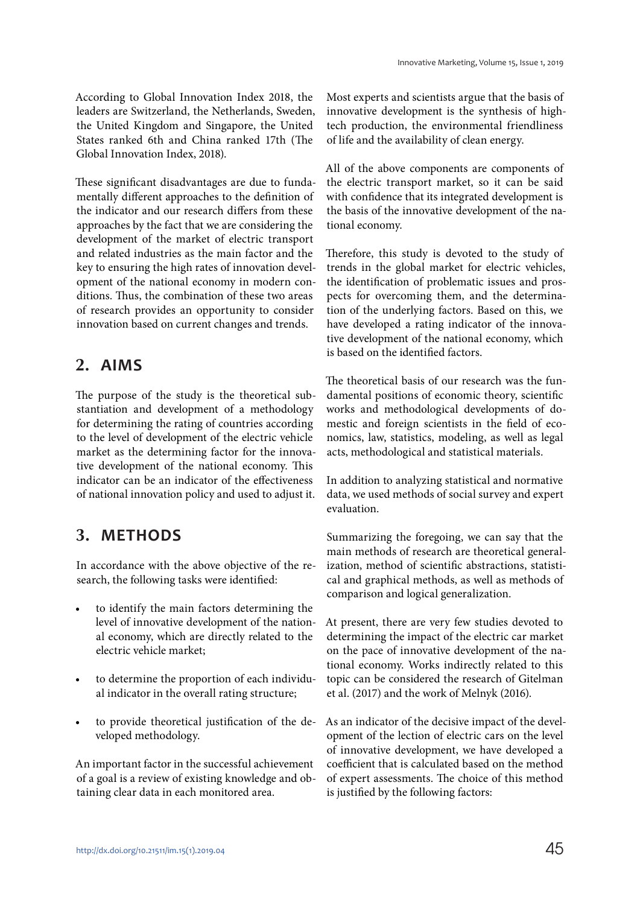According to Global Innovation Index 2018, the leaders are Switzerland, the Netherlands, Sweden, the United Kingdom and Singapore, the United States ranked 6th and China ranked 17th (The Global Innovation Index, 2018).

These significant disadvantages are due to fundamentally different approaches to the definition of the indicator and our research differs from these approaches by the fact that we are considering the development of the market of electric transport and related industries as the main factor and the key to ensuring the high rates of innovation development of the national economy in modern conditions. Thus, the combination of these two areas of research provides an opportunity to consider innovation based on current changes and trends.

## 2. AIMS

The purpose of the study is the theoretical substantiation and development of a methodology for determining the rating of countries according to the level of development of the electric vehicle market as the determining factor for the innovative development of the national economy. This indicator can be an indicator of the effectiveness of national innovation policy and used to adjust it.

## 3. METHODS

In accordance with the above objective of the research, the following tasks were identified:

- to identify the main factors determining the level of innovative development of the national economy, which are directly related to the electric vehicle market;
- to determine the proportion of each individual indicator in the overall rating structure;
- to provide theoretical justification of the developed methodology.

An important factor in the successful achievement of a goal is a review of existing knowledge and obtaining clear data in each monitored area.

Most experts and scientists argue that the basis of innovative development is the synthesis of high-tech production, the environmental friendliness of life and the availability of clean energy.

All of the above components are components of the electric transport market, so it can be said with confidence that its integrated development is the basis of the innovative development of the national economy.

Therefore, this study is devoted to the study of trends in the global market for electric vehicles, the identification of problematic issues and prospects for overcoming them, and the determination of the underlying factors. Based on this, we have developed a rating indicator of the innovative development of the national economy, which is based on the identified factors.

The theoretical basis of our research was the fundamental positions of economic theory, scientific works and methodological developments of domestic and foreign scientists in the field of economics, law, statistics, modeling, as well as legal acts, methodological and statistical materials.

In addition to analyzing statistical and normative data, we used methods of social survey and expert evaluation.

Summarizing the foregoing, we can say that the main methods of research are theoretical generalization, method of scientific abstractions, statistical and graphical methods, as well as methods of comparison and logical generalization.

At present, there are very few studies devoted to determining the impact of the electric car market on the pace of innovative development of the national economy. Works indirectly related to this topic can be considered the research of Gitelman et al. (2017) and the work of Melnyk (2016).

As an indicator of the decisive impact of the development of the lection of electric cars on the level of innovative development, we have developed a coefficient that is calculated based on the method of expert assessments. The choice of this method is justified by the following factors: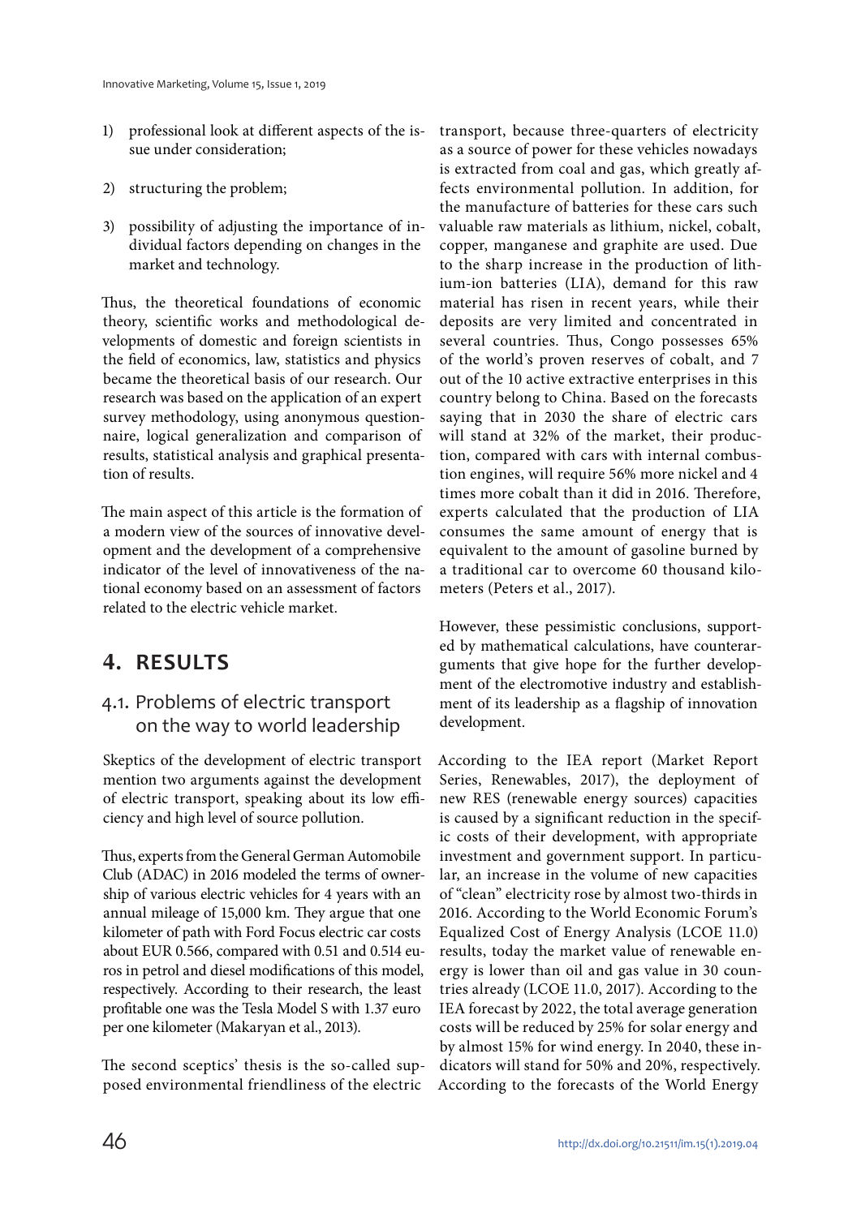1) professional look at different aspects of the issue under consideration;

2) structuring the problem;

3) possibility of adjusting the importance of individual factors depending on changes in the market and technology.

Thus, the theoretical foundations of economic theory, scientific works and methodological developments of domestic and foreign scientists in the field of economics, law, statistics and physics became the theoretical basis of our research. Our research was based on the application of an expert survey methodology, using anonymous questionnaire, logical generalization and comparison of results, statistical analysis and graphical presentation of results.

The main aspect of this article is the formation of a modern view of the sources of innovative development and the development of a comprehensive indicator of the level of innovativeness of the national economy based on an assessment of factors related to the electric vehicle market.

## 4. RESULTS

### 4.1. Problems of electric transport on the way to world leadership

Skeptics of the development of electric transport mention two arguments against the development of electric transport, speaking about its low efficiency and high level of source pollution.

Thus, experts from the General German Automobile Club (ADAC) in 2016 modeled the terms of ownership of various electric vehicles for 4 years with an annual mileage of 15,000 km. They argue that one kilometer of path with Ford Focus electric car costs about EUR 0.566, compared with 0.51 and 0.514 euros in petrol and diesel modifications of this model, respectively. According to their research, the least profitable one was the Tesla Model S with 1.37 euro per one kilometer (Makaryan et al., 2013).

The second sceptics' thesis is the so-called supposed environmental friendliness of the electric transport, because three-quarters of electricity as a source of power for these vehicles nowadays is extracted from coal and gas, which greatly affects environmental pollution. In addition, for the manufacture of batteries for these cars such valuable raw materials as lithium, nickel, cobalt, copper, manganese and graphite are used. Due to the sharp increase in the production of lithium-ion batteries (LIA), demand for this raw material has risen in recent years, while their deposits are very limited and concentrated in several countries. Thus, Congo possesses 65% of the world's proven reserves of cobalt, and 7 out of the 10 active extractive enterprises in this country belong to China. Based on the forecasts saying that in 2030 the share of electric cars will stand at 32% of the market, their production, compared with cars with internal combustion engines, will require 56% more nickel and 4 times more cobalt than it did in 2016. Therefore, experts calculated that the production of LIA consumes the same amount of energy that is equivalent to the amount of gasoline burned by a traditional car to overcome 60 thousand kilometers (Peters et al., 2017).

However, these pessimistic conclusions, supported by mathematical calculations, have counterarguments that give hope for the further development of the electromotive industry and establishment of its leadership as a flagship of innovation development.

According to the IEA report (Market Report Series, Renewables, 2017), the deployment of new RES (renewable energy sources) capacities is caused by a significant reduction in the specific costs of their development, with appropriate investment and government support. In particular, an increase in the volume of new capacities of "clean" electricity rose by almost two-thirds in 2016. According to the World Economic Forum's Equalized Cost of Energy Analysis (LCOE 11.0) results, today the market value of renewable energy is lower than oil and gas value in 30 countries already (LCOE 11.0, 2017). According to the IEA forecast by 2022, the total average generation costs will be reduced by 25% for solar energy and by almost 15% for wind energy. In 2040, these indicators will stand for 50% and 20%, respectively. According to the forecasts of the World Energy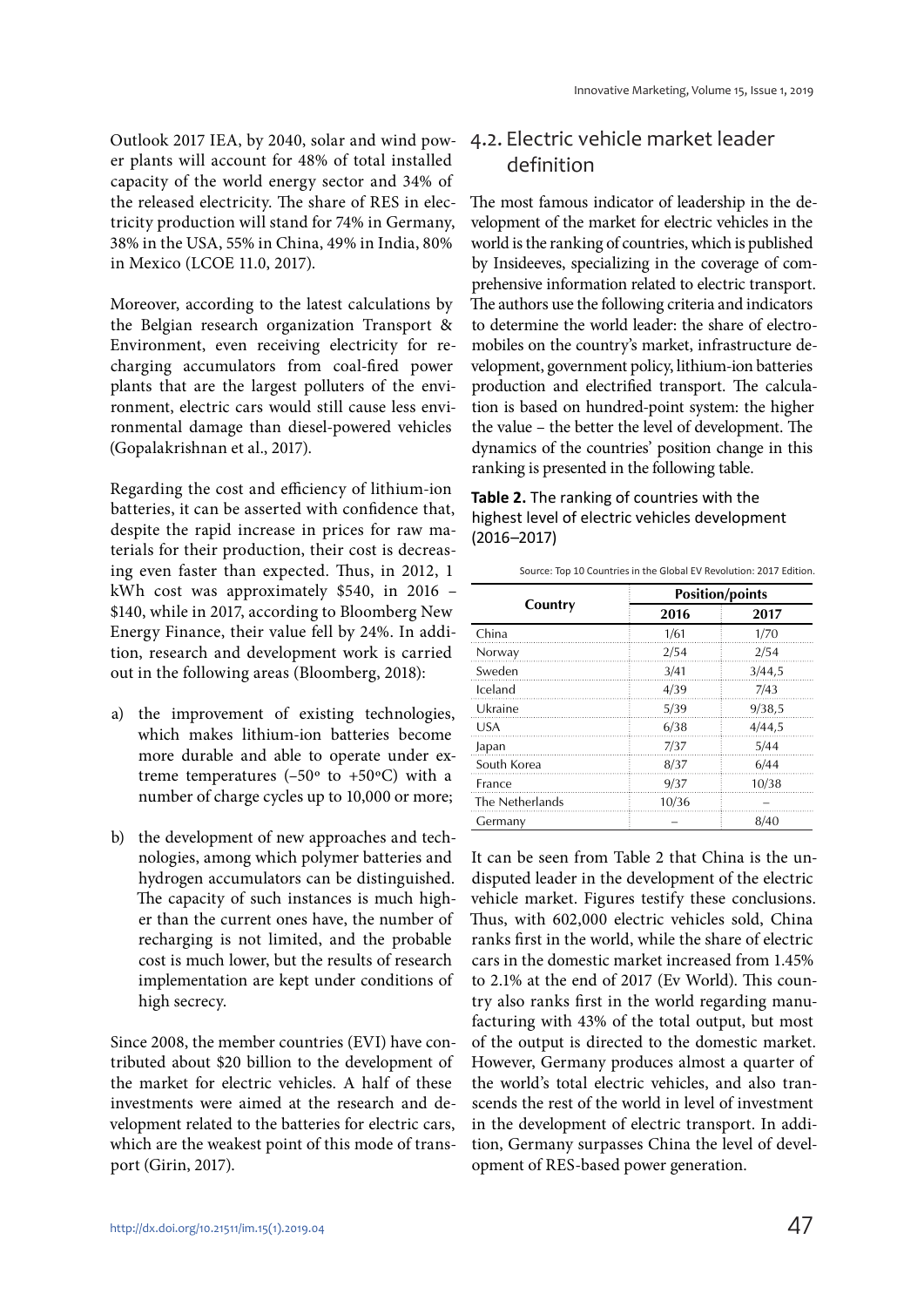Outlook 2017 IEA, by 2040, solar and wind power plants will account for 48% of total installed capacity of the world energy sector and 34% of the released electricity. The share of RES in electricity production will stand for 74% in Germany, 38% in the USA, 55% in China, 49% in India, 80% in Mexico (LCOE 11.0, 2017).

Moreover, according to the latest calculations by the Belgian research organization Transport & Environment, even receiving electricity for recharging accumulators from coal-fired power plants that are the largest polluters of the environment, electric cars would still cause less environmental damage than diesel-powered vehicles (Gopalakrishnan et al., 2017).

Regarding the cost and efficiency of lithium-ion batteries, it can be asserted with confidence that, despite the rapid increase in prices for raw materials for their production, their cost is decreasing even faster than expected. Thus, in 2012, 1 kWh cost was approximately $540, in 2016 – $140, while in 2017, according to Bloomberg New Energy Finance, their value fell by 24%. In addition, research and development work is carried out in the following areas (Bloomberg, 2018):

a) the improvement of existing technologies, which makes lithium-ion batteries become more durable and able to operate under extreme temperatures (–50º to +50ºC) with a number of charge cycles up to 10,000 or more;

b) the development of new approaches and technologies, among which polymer batteries and hydrogen accumulators can be distinguished. The capacity of such instances is much higher than the current ones have, the number of recharging is not limited, and the probable cost is much lower, but the results of research implementation are kept under conditions of high secrecy.

Since 2008, the member countries (EVI) have contributed about $20 billion to the development of the market for electric vehicles. A half of these investments were aimed at the research and development related to the batteries for electric cars, which are the weakest point of this mode of transport (Girin, 2017).

## 4.2. Electric vehicle market leader definition

The most famous indicator of leadership in the development of the market for electric vehicles in the world is the ranking of countries, which is published by Insideeves, specializing in the coverage of comprehensive information related to electric transport. The authors use the following criteria and indicators to determine the world leader: the share of electromobiles on the country's market, infrastructure development, government policy, lithium-ion batteries production and electrified transport. The calculation is based on hundred-point system: the higher the value – the better the level of development. The dynamics of the countries' position change in this ranking is presented in the following table.

**Table 2.** The ranking of countries with the highest level of electric vehicles development (2016–2017)

Source: Top 10 Countries in the Global EV Revolution: 2017 Edition.

| Country | Position/points | |
|---|---|---|
| | 2016 | 2017 |
| China | 1/61 | 1/70 |
| Norway | 2/54 | 2/54 |
| Sweden | 3/41 | 3/44,5 |
| Iceland | 4/39 | 7/43 |
| Ukraine | 5/39 | 9/38,5 |
| USA | 6/38 | 4/44,5 |
| Japan | 7/37 | 5/44 |
| South Korea | 8/37 | 6/44 |
| France | 9/37 | 10/38 |
| The Netherlands | 10/36 | – |
| Germany | – | 8/40 |

It can be seen from Table 2 that China is the undisputed leader in the development of the electric vehicle market. Figures testify these conclusions. Thus, with 602,000 electric vehicles sold, China ranks first in the world, while the share of electric cars in the domestic market increased from 1.45% to 2.1% at the end of 2017 (Ev World). This country also ranks first in the world regarding manufacturing with 43% of the total output, but most of the output is directed to the domestic market. However, Germany produces almost a quarter of the world's total electric vehicles, and also transcends the rest of the world in level of investment in the development of electric transport. In addition, Germany surpasses China the level of development of RES-based power generation.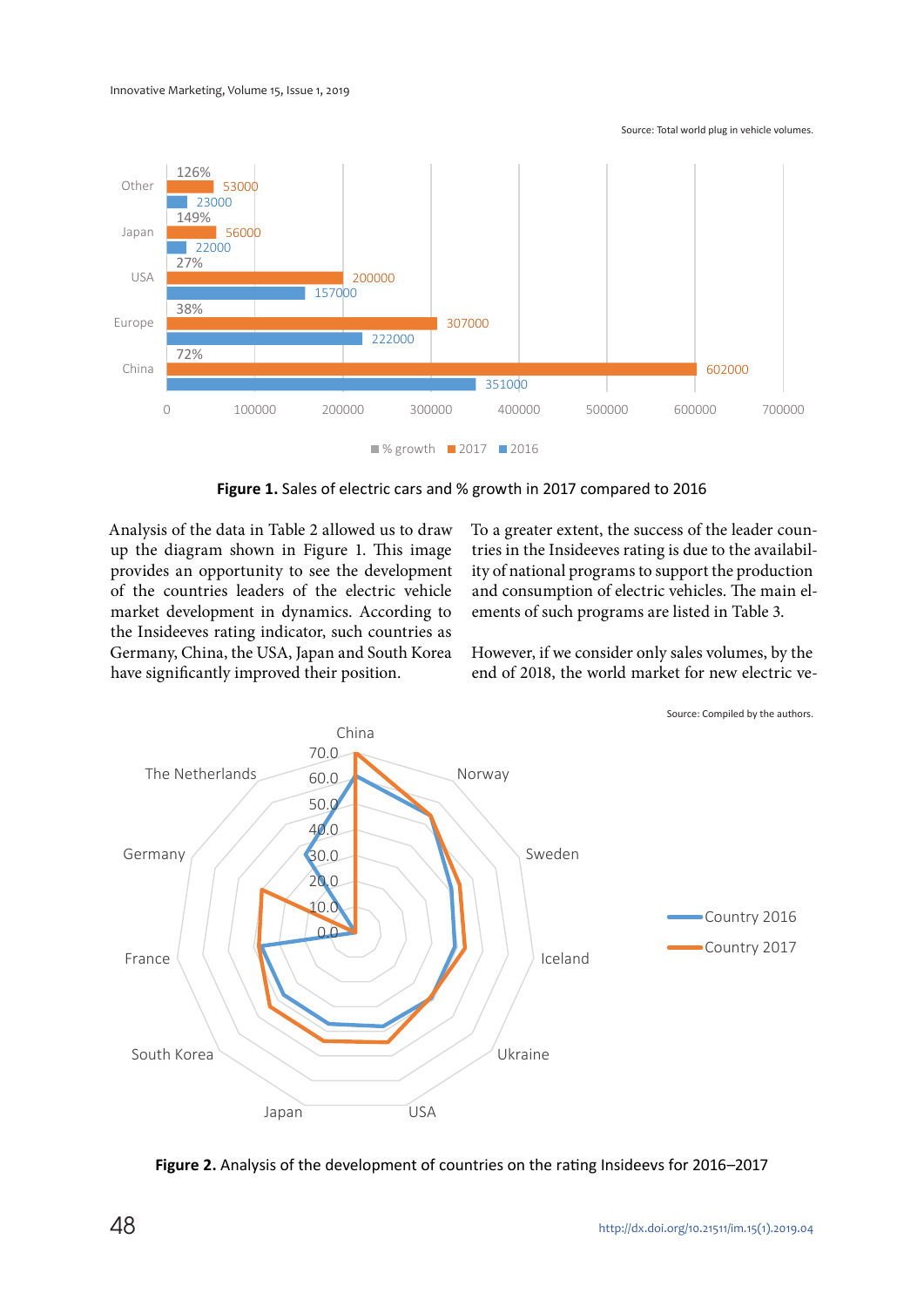Source: Total world plug in vehicle volumes.

Figure 1. Sales of electric cars and % growth in 2017 compared to 2016

Analysis of the data in Table 2 allowed us to draw up the diagram shown in Figure 1. This image provides an opportunity to see the development of the countries leaders of the electric vehicle market development in dynamics. According to the Insideeves rating indicator, such countries as Germany, China, the USA, Japan and South Korea have significantly improved their position.

To a greater extent, the success of the leader countries in the Insideeves rating is due to the availability of national programs to support the production and consumption of electric vehicles. The main elements of such programs are listed in Table 3.

However, if we consider only sales volumes, by the end of 2018, the world market for new electric ve-

Source: Compiled by the authors.

Figure 2. Analysis of the development of countries on the rating Insideevs for 2016–2017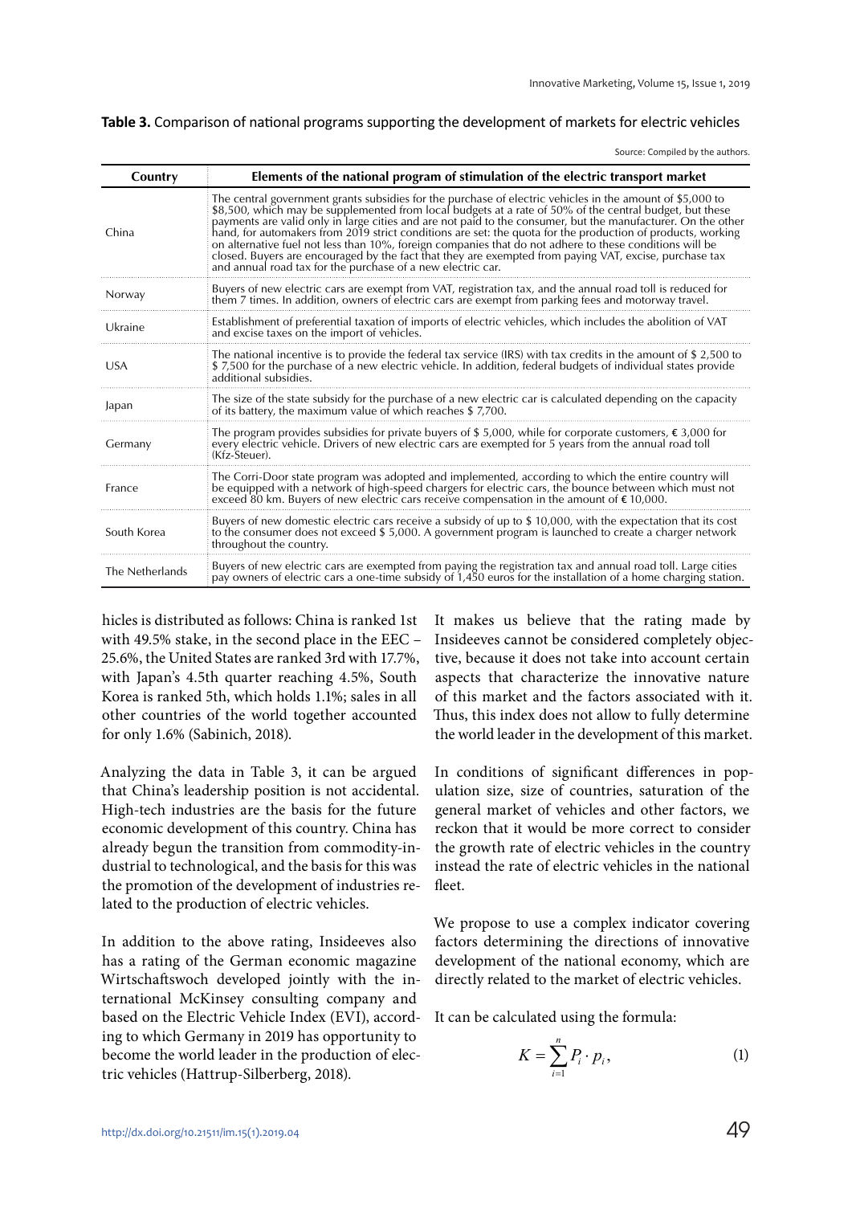**Table 3.** Comparison of national programs supporting the development of markets for electric vehicles

Source: Compiled by the authors.

| Country | Elements of the national program of stimulation of the electric transport market |
|---|---|
| China | The central government grants subsidies for the purchase of electric vehicles in the amount of $5,000 to $8,500, which may be supplemented from local budgets at a rate of 50% of the central budget, but these payments are valid only in large cities and are not paid to the consumer, but the manufacturer. On the other hand, for automakers from 2019 strict conditions are set: the quota for the production of products, working on alternative fuel not less than 10%, foreign companies that do not adhere to these conditions will be closed. Buyers are encouraged by the fact that they are exempted from paying VAT, excise, purchase tax and annual road tax for the purchase of a new electric car. |
| Norway | Buyers of new electric cars are exempt from VAT, registration tax, and the annual road toll is reduced for them 7 times. In addition, owners of electric cars are exempt from parking fees and motorway travel. |
| Ukraine | Establishment of preferential taxation of imports of electric vehicles, which includes the abolition of VAT and excise taxes on the import of vehicles. |
| USA | The national incentive is to provide the federal tax service (IRS) with tax credits in the amount of $ 2,500 to $ 7,500 for the purchase of a new electric vehicle. In addition, federal budgets of individual states provide additional subsidies. |
| Japan | The size of the state subsidy for the purchase of a new electric car is calculated depending on the capacity of its battery, the maximum value of which reaches $ 7,700. |
| Germany | The program provides subsidies for private buyers of $ 5,000, while for corporate customers, € 3,000 for every electric vehicle. Drivers of new electric cars are exempted for 5 years from the annual road toll (Kfz-Steuer). |
| France | The Corri-Door state program was adopted and implemented, according to which the entire country will be equipped with a network of high-speed chargers for electric cars, the bounce between which must not exceed 80 km. Buyers of new electric cars receive compensation in the amount of € 10,000. |
| South Korea | Buyers of new domestic electric cars receive a subsidy of up to $ 10,000, with the expectation that its cost to the consumer does not exceed $ 5,000. A government program is launched to create a charger network throughout the country. |
| The Netherlands | Buyers of new electric cars are exempted from paying the registration tax and annual road toll. Large cities pay owners of electric cars a one-time subsidy of 1,450 euros for the installation of a home charging station. |

hicles is distributed as follows: China is ranked 1st with 49.5% stake, in the second place in the EEC – 25.6%, the United States are ranked 3rd with 17.7%, with Japan's 4.5th quarter reaching 4.5%, South Korea is ranked 5th, which holds 1.1%; sales in all other countries of the world together accounted for only 1.6% (Sabinich, 2018).

Analyzing the data in Table 3, it can be argued that China's leadership position is not accidental. High-tech industries are the basis for the future economic development of this country. China has already begun the transition from commodity-industrial to technological, and the basis for this was the promotion of the development of industries related to the production of electric vehicles.

In addition to the above rating, Insideeves also has a rating of the German economic magazine Wirtschaftswoch developed jointly with the international McKinsey consulting company and based on the Electric Vehicle Index (EVI), according to which Germany in 2019 has opportunity to become the world leader in the production of electric vehicles (Hattrup-Silberberg, 2018).

It makes us believe that the rating made by Insideeves cannot be considered completely objective, because it does not take into account certain aspects that characterize the innovative nature of this market and the factors associated with it. Thus, this index does not allow to fully determine the world leader in the development of this market.

In conditions of significant differences in population size, size of countries, saturation of the general market of vehicles and other factors, we reckon that it would be more correct to consider the growth rate of electric vehicles in the country instead the rate of electric vehicles in the national fleet.

We propose to use a complex indicator covering factors determining the directions of innovative development of the national economy, which are directly related to the market of electric vehicles.

It can be calculated using the formula:

$$K = \sum_{i=1}^{n} P_i \cdot p_i, \tag{1}$$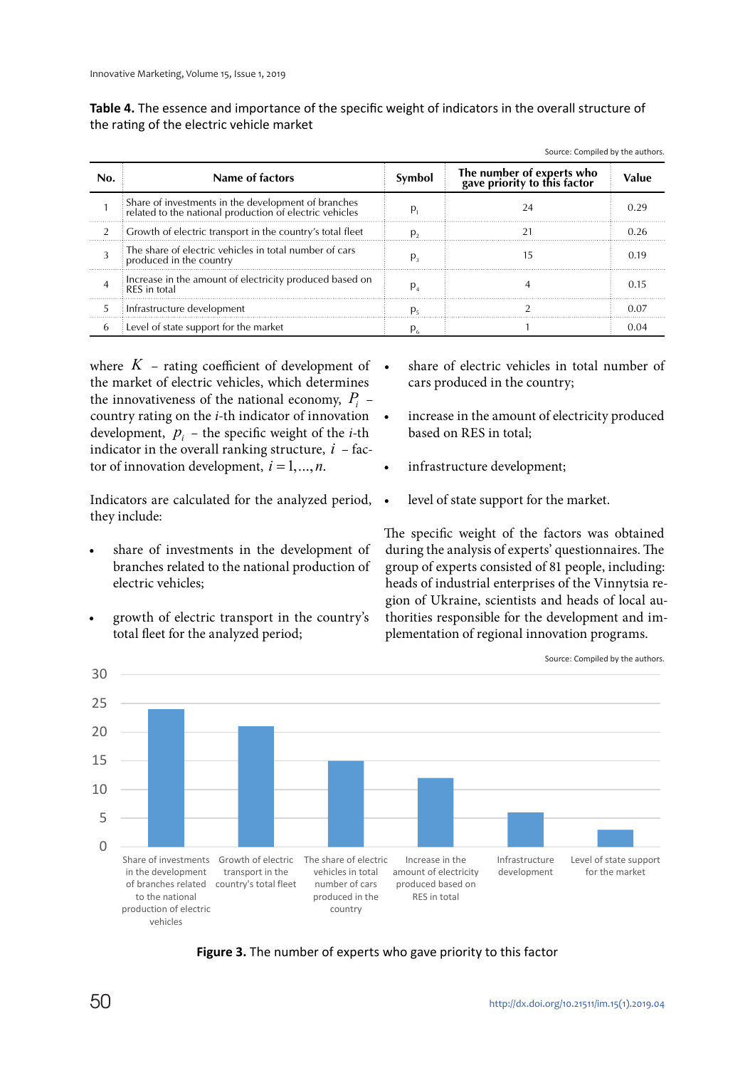**Table 4.** The essence and importance of the specific weight of indicators in the overall structure of the rating of the electric vehicle market

Source: Compiled by the authors.

| No. | Name of factors | Symbol | The number of experts who gave priority to this factor | Value |
|---|---|---|---|---|
| 1 | Share of investments in the development of branches related to the national production of electric vehicles | $p_1$ | 24 | 0.29 |
| 2 | Growth of electric transport in the country's total fleet | $p_2$ | 21 | 0.26 |
| 3 | The share of electric vehicles in total number of cars produced in the country | $p_3$ | 15 | 0.19 |
| 4 | Increase in the amount of electricity produced based on RES in total | $p_4$ | 4 | 0.15 |
| 5 | Infrastructure development | $p_5$ | 2 | 0.07 |
| 6 | Level of state support for the market | $p_6$ | 1 | 0.04 |

where $K$ – rating coefficient of development of the market of electric vehicles, which determines the innovativeness of the national economy, $P_i$ – country rating on the $i$-th indicator of innovation development, $p_i$ – the specific weight of the $i$-th indicator in the overall ranking structure, $i$ – factor of innovation development, $i = 1, \ldots, n$.

Indicators are calculated for the analyzed period, they include:

- share of investments in the development of branches related to the national production of electric vehicles;
- growth of electric transport in the country's total fleet for the analyzed period;
- share of electric vehicles in total number of cars produced in the country;
- increase in the amount of electricity produced based on RES in total;
- infrastructure development;
- level of state support for the market.

The specific weight of the factors was obtained during the analysis of experts' questionnaires. The group of experts consisted of 81 people, including: heads of industrial enterprises of the Vinnytsia region of Ukraine, scientists and heads of local authorities responsible for the development and implementation of regional innovation programs.

Source: Compiled by the authors.

**Figure 3.** The number of experts who gave priority to this factor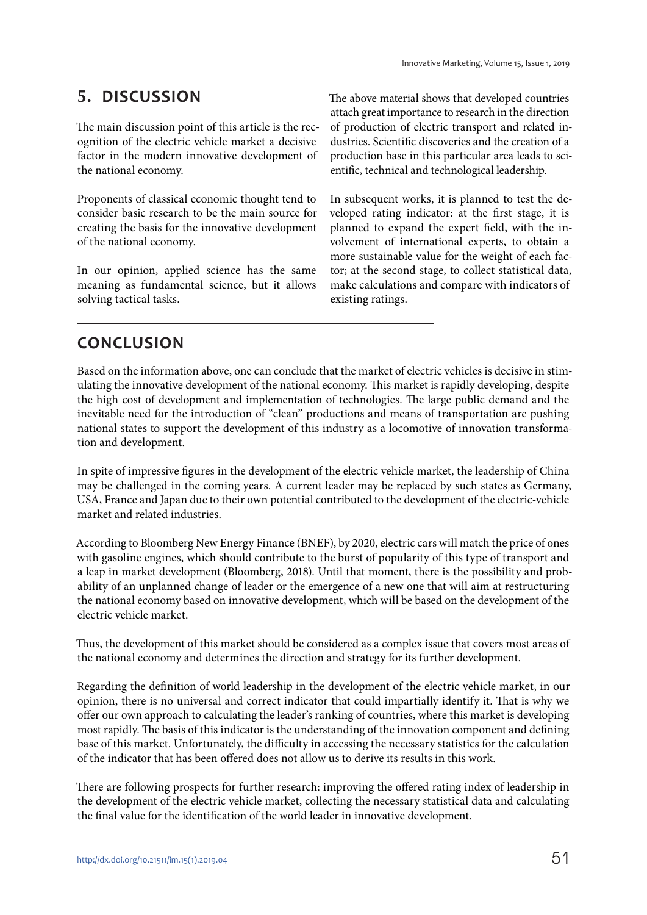## 5. DISCUSSION

The main discussion point of this article is the recognition of the electric vehicle market a decisive factor in the modern innovative development of the national economy.

Proponents of classical economic thought tend to consider basic research to be the main source for creating the basis for the innovative development of the national economy.

In our opinion, applied science has the same meaning as fundamental science, but it allows solving tactical tasks.

The above material shows that developed countries attach great importance to research in the direction of production of electric transport and related industries. Scientific discoveries and the creation of a production base in this particular area leads to scientific, technical and technological leadership.

In subsequent works, it is planned to test the developed rating indicator: at the first stage, it is planned to expand the expert field, with the involvement of international experts, to obtain a more sustainable value for the weight of each factor; at the second stage, to collect statistical data, make calculations and compare with indicators of existing ratings.

## CONCLUSION

Based on the information above, one can conclude that the market of electric vehicles is decisive in stimulating the innovative development of the national economy. This market is rapidly developing, despite the high cost of development and implementation of technologies. The large public demand and the inevitable need for the introduction of "clean" productions and means of transportation are pushing national states to support the development of this industry as a locomotive of innovation transformation and development.

In spite of impressive figures in the development of the electric vehicle market, the leadership of China may be challenged in the coming years. A current leader may be replaced by such states as Germany, USA, France and Japan due to their own potential contributed to the development of the electric-vehicle market and related industries.

According to Bloomberg New Energy Finance (BNEF), by 2020, electric cars will match the price of ones with gasoline engines, which should contribute to the burst of popularity of this type of transport and a leap in market development (Bloomberg, 2018). Until that moment, there is the possibility and probability of an unplanned change of leader or the emergence of a new one that will aim at restructuring the national economy based on innovative development, which will be based on the development of the electric vehicle market.

Thus, the development of this market should be considered as a complex issue that covers most areas of the national economy and determines the direction and strategy for its further development.

Regarding the definition of world leadership in the development of the electric vehicle market, in our opinion, there is no universal and correct indicator that could impartially identify it. That is why we offer our own approach to calculating the leader's ranking of countries, where this market is developing most rapidly. The basis of this indicator is the understanding of the innovation component and defining base of this market. Unfortunately, the difficulty in accessing the necessary statistics for the calculation of the indicator that has been offered does not allow us to derive its results in this work.

There are following prospects for further research: improving the offered rating index of leadership in the development of the electric vehicle market, collecting the necessary statistical data and calculating the final value for the identification of the world leader in innovative development.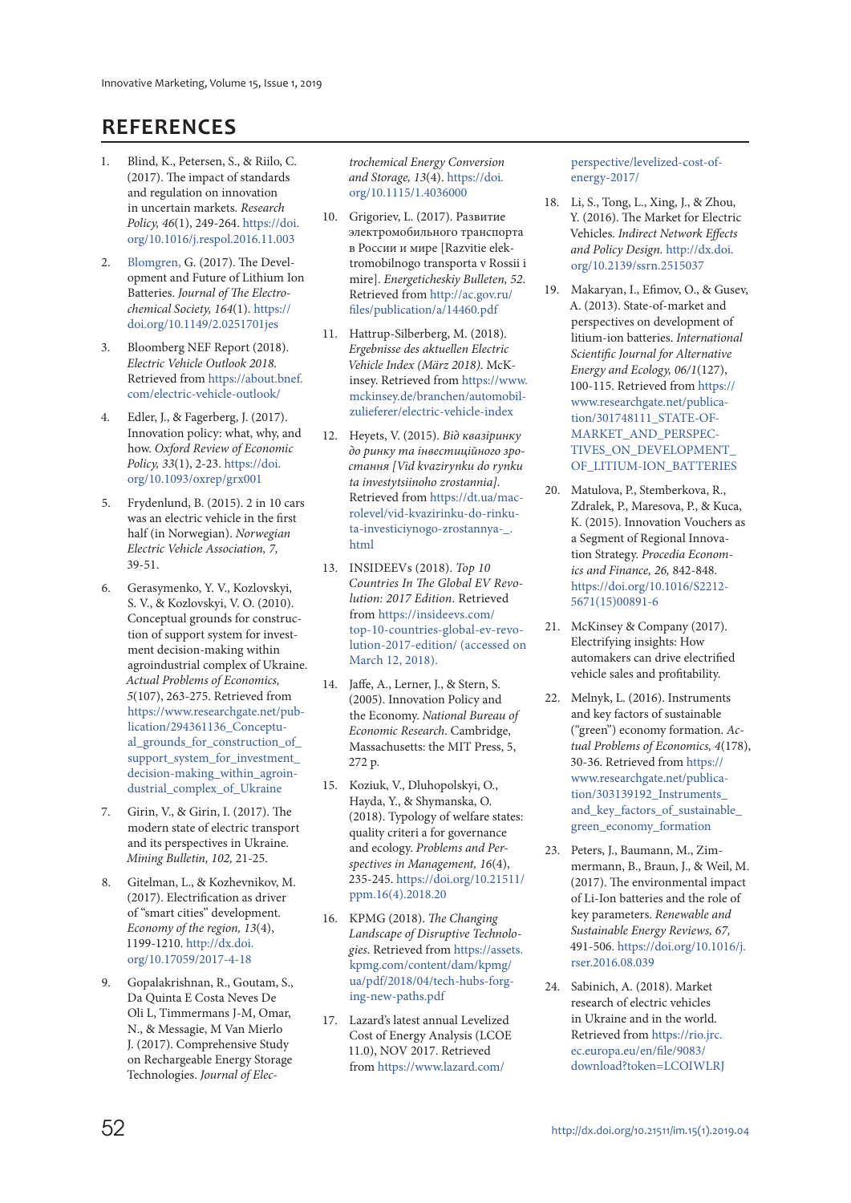## REFERENCES

1. Blind, K., Petersen, S., & Riilo, C. (2017). The impact of standards and regulation on innovation in uncertain markets. *Research Policy, 46*(1), 249-264. https://doi.org/10.1016/j.respol.2016.11.003
2. Blomgren, G. (2017). The Development and Future of Lithium Ion Batteries. *Journal of The Electrochemical Society, 164*(1). https://doi.org/10.1149/2.0251701jes
3. Bloomberg NEF Report (2018). Electric Vehicle Outlook 2018. Retrieved from https://about.bnef.com/electric-vehicle-outlook/
4. Edler, J., & Fagerberg, J. (2017). Innovation policy: what, why, and how. *Oxford Review of Economic Policy, 33*(1), 2-23. https://doi.org/10.1093/oxrep/grx001
5. Frydenlund, B. (2015). 2 in 10 cars was an electric vehicle in the first half (in Norwegian). *Norwegian Electric Vehicle Association, 7,* 39-51.
6. Gerasymenko, Y. V., Kozlovskyi, S. V., & Kozlovskyi, V. O. (2010). Conceptual grounds for construction of support system for investment decision-making within agroindustrial complex of Ukraine. *Actual Problems of Economics, 5*(107), 263-275. Retrieved from https://www.researchgate.net/publication/294361136_Conceptual_grounds_for_construction_of_support_system_for_investment_decision-making_within_agroindustrial_complex_of_Ukraine
7. Girin, V., & Girin, I. (2017). The modern state of electric transport and its perspectives in Ukraine. *Mining Bulletin, 102,* 21-25.
8. Gitelman, L., & Kozhevnikov, M. (2017). Electrification as driver of "smart cities" development. *Economy of the region, 13*(4), 1199-1210. http://dx.doi.org/10.17059/2017-4-18
9. Gopalakrishnan, R., Goutam, S., Da Quinta E Costa Neves De Oli L, Timmermans J-M, Omar, N., & Messagie, M Van Mierlo J. (2017). Comprehensive Study on Rechargeable Energy Storage Technologies. *Journal of Electrochemical Energy Conversion and Storage, 13*(4). https://doi.org/10.1115/1.4036000
10. Grigoriev, L. (2017). Развитие электромобильного транспорта в России и мире [Razvitie elektromobilnogo transporta v Rossii i mire]. *Energeticheskiy Bulleten, 52*. Retrieved from http://ac.gov.ru/files/publication/a/14460.pdf
11. Hattrup-Silberberg, M. (2018). *Ergebnisse des aktuellen Electric Vehicle Index (März 2018)*. McKinsey. Retrieved from https://www.mckinsey.de/branchen/automobil-zulieferer/electric-vehicle-index
12. Heyets, V. (2015). *Від квазіринку до ринку та інвестиційного зростання [Vid kvazirynku do rynku ta investytsiinoho zrostannia]*. Retrieved from https://dt.ua/macrolevel/vid-kvazirinku-do-rinku-ta-investiciynogo-zrostannya-_.html
13. INSIDEEVs (2018). *Top 10 Countries In The Global EV Revolution: 2017 Edition*. Retrieved from https://insideevs.com/top-10-countries-global-ev-revolution-2017-edition/ (accessed on March 12, 2018).
14. Jaffe, A., Lerner, J., & Stern, S. (2005). Innovation Policy and the Economy. *National Bureau of Economic Research*. Cambridge, Massachusetts: the MIT Press, 5, 272 p.
15. Koziuk, V., Dluhopolskyi, O., Hayda, Y., & Shymanska, O. (2018). Typology of welfare states: quality criteri a for governance and ecology. *Problems and Perspectives in Management, 16*(4), 235-245. https://doi.org/10.21511/ppm.16(4).2018.20
16. KPMG (2018). *The Changing Landscape of Disruptive Technologies*. Retrieved from https://assets.kpmg.com/content/dam/kpmg/ua/pdf/2018/04/tech-hubs-forging-new-paths.pdf
17. Lazard's latest annual Levelized Cost of Energy Analysis (LCOE 11.0), NOV 2017. Retrieved from https://www.lazard.com/perspective/levelized-cost-of-energy-2017/
18. Li, S., Tong, L., Xing, J., & Zhou, Y. (2016). The Market for Electric Vehicles. *Indirect Network Effects and Policy Design.* http://dx.doi.org/10.2139/ssrn.2515037
19. Makaryan, I., Efimov, O., & Gusev, A. (2013). State-of-market and perspectives on development of lithium-ion batteries. *International Scientific Journal for Alternative Energy and Ecology, 06/1*(127), 100-115. Retrieved from https://www.researchgate.net/publication/301748111_STATE-OF-MARKET_AND_PERSPECTIVES_ON_DEVELOPMENT_OF_LITIUM-ION_BATTERIES
20. Matulova, P., Stemberkova, R., Zdralek, P., Maresova, P., & Kuca, K. (2015). Innovation Vouchers as a Segment of Regional Innovation Strategy. *Procedia Economics and Finance, 26,* 842-848. https://doi.org/10.1016/S2212-5671(15)00891-6
21. McKinsey & Company (2017). Electrifying insights: How automakers can drive electrified vehicle sales and profitability.
22. Melnyk, L. (2016). Instruments and key factors of sustainable ("green") economy formation. *Actual Problems of Economics, 4*(178), 30-36. Retrieved from https://www.researchgate.net/publication/303139192_Instruments_and_key_factors_of_sustainable_green_economy_formation
23. Peters, J., Baumann, M., Zimmermann, B., Braun, J., & Weil, M. (2017). The environmental impact of Li-Ion batteries and the role of key parameters. *Renewable and Sustainable Energy Reviews, 67,* 491-506. https://doi.org/10.1016/j.rser.2016.08.039
24. Sabinich, A. (2018). Market research of electric vehicles in Ukraine and in the world. Retrieved from https://rio.jrc.ec.europa.eu/en/file/9083/download?token=LCOIWLRJ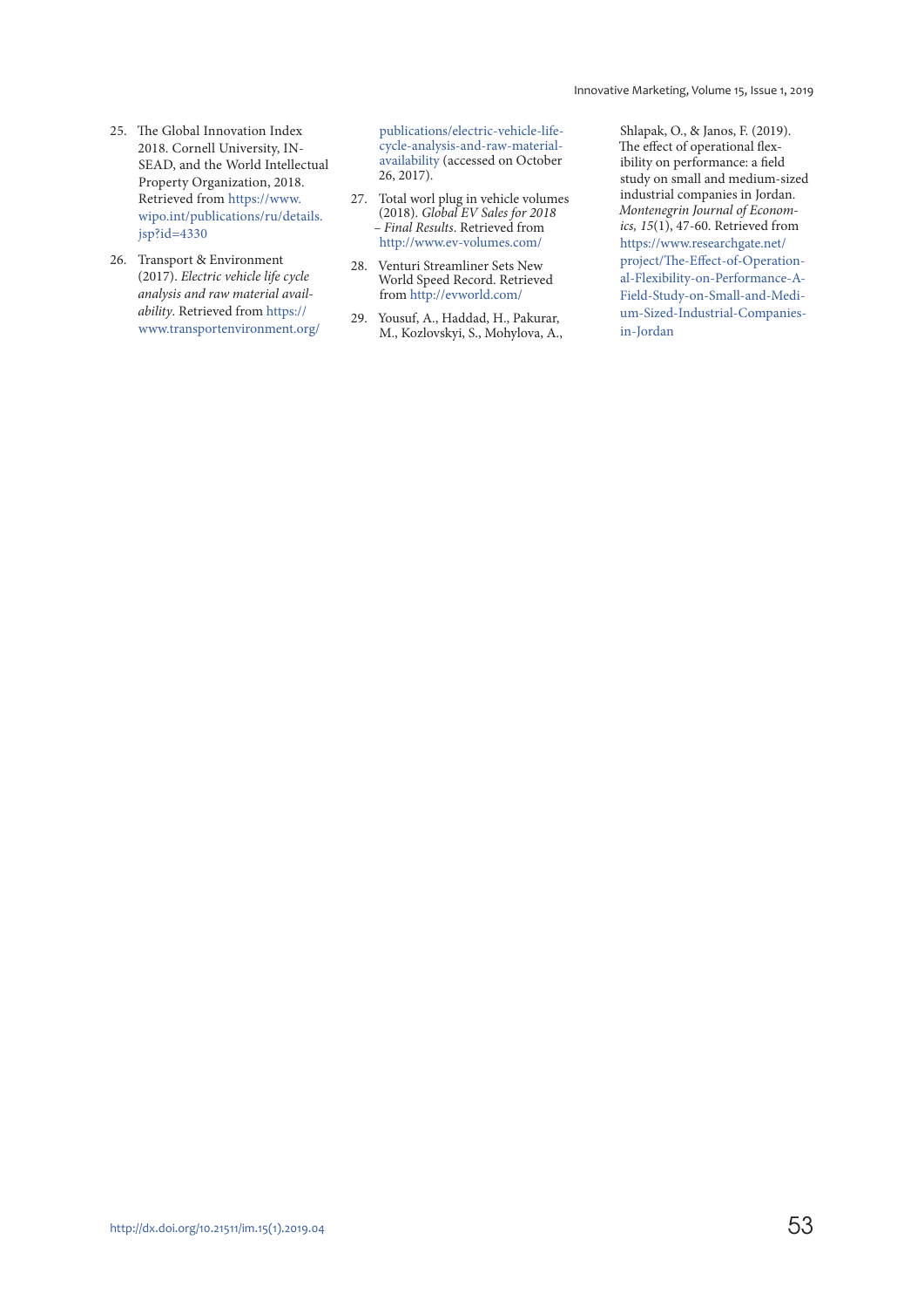25. The Global Innovation Index 2018. Cornell University, INSEAD, and the World Intellectual Property Organization, 2018. Retrieved from https://www.wipo.int/publications/ru/details.jsp?id=4330

26. Transport & Environment (2017). *Electric vehicle life cycle analysis and raw material availability*. Retrieved from https://www.transportenvironment.org/publications/electric-vehicle-life-cycle-analysis-and-raw-material-availability (accessed on October 26, 2017).

27. Total worl plug in vehicle volumes (2018). *Global EV Sales for 2018 – Final Results*. Retrieved from http://www.ev-volumes.com/

28. Venturi Streamliner Sets New World Speed Record. Retrieved from http://evworld.com/

29. Yousuf, A., Haddad, H., Pakurar, M., Kozlovskyi, S., Mohylova, A., Shlapak, O., & Janos, F. (2019). The effect of operational flexibility on performance: a field study on small and medium-sized industrial companies in Jordan. *Montenegrin Journal of Economics, 15*(1), 47-60. Retrieved from https://www.researchgate.net/project/The-Effect-of-Operational-Flexibility-on-Performance-A-Field-Study-on-Small-and-Medium-Sized-Industrial-Companies-in-Jordan